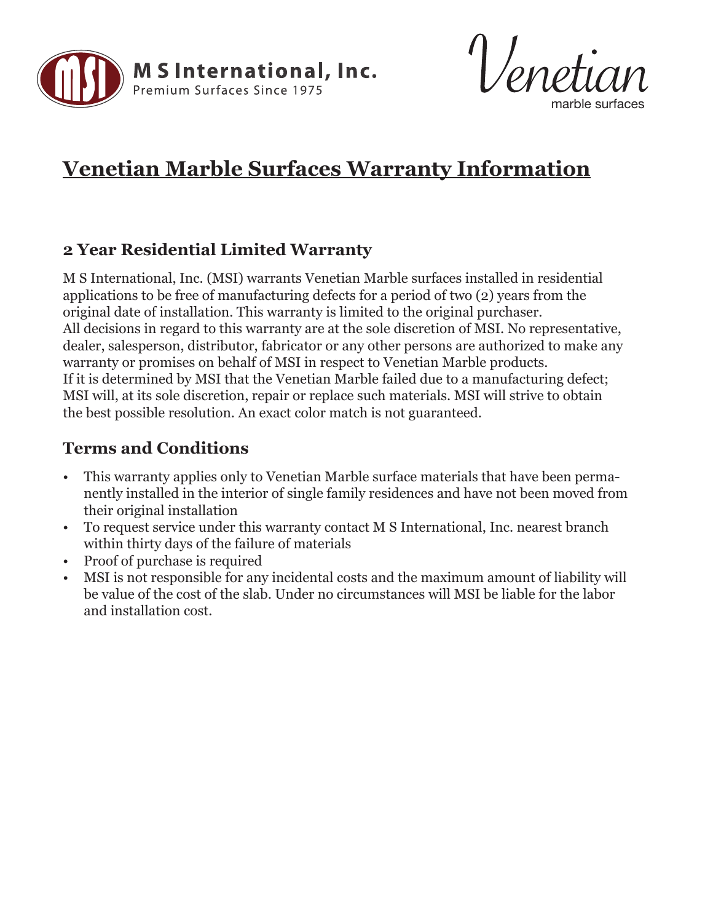M S International, Inc.
Premium Surfaces Since 1975

Venetian
marble surfaces

# Venetian Marble Surfaces Warranty Information

## 2 Year Residential Limited Warranty

M S International, Inc. (MSI) warrants Venetian Marble surfaces installed in residential applications to be free of manufacturing defects for a period of two (2) years from the original date of installation. This warranty is limited to the original purchaser.
All decisions in regard to this warranty are at the sole discretion of MSI. No representative, dealer, salesperson, distributor, fabricator or any other persons are authorized to make any warranty or promises on behalf of MSI in respect to Venetian Marble products.
If it is determined by MSI that the Venetian Marble failed due to a manufacturing defect; MSI will, at its sole discretion, repair or replace such materials. MSI will strive to obtain the best possible resolution. An exact color match is not guaranteed.

## Terms and Conditions

- This warranty applies only to Venetian Marble surface materials that have been permanently installed in the interior of single family residences and have not been moved from their original installation
- To request service under this warranty contact M S International, Inc. nearest branch within thirty days of the failure of materials
- Proof of purchase is required
- MSI is not responsible for any incidental costs and the maximum amount of liability will be value of the cost of the slab. Under no circumstances will MSI be liable for the labor and installation cost.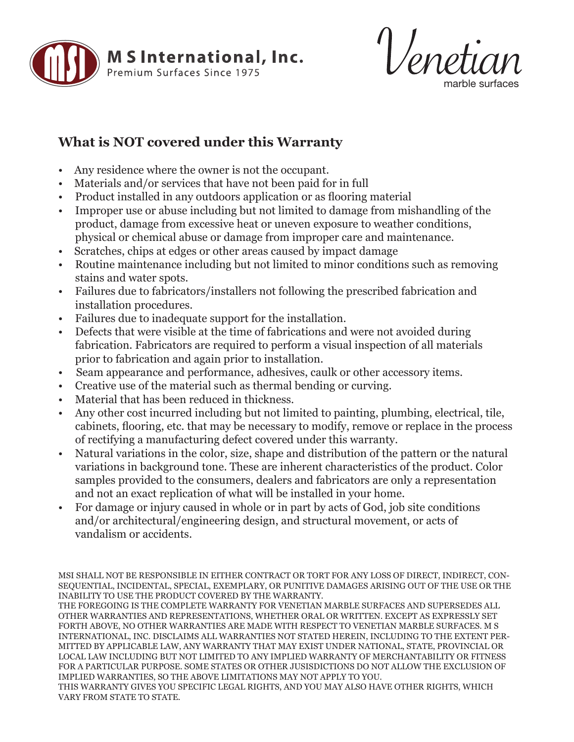M S International, Inc.
Premium Surfaces Since 1975

Venetian
marble surfaces

## What is NOT covered under this Warranty

- Any residence where the owner is not the occupant.
- Materials and/or services that have not been paid for in full
- Product installed in any outdoors application or as flooring material
- Improper use or abuse including but not limited to damage from mishandling of the product, damage from excessive heat or uneven exposure to weather conditions, physical or chemical abuse or damage from improper care and maintenance.
- Scratches, chips at edges or other areas caused by impact damage
- Routine maintenance including but not limited to minor conditions such as removing stains and water spots.
- Failures due to fabricators/installers not following the prescribed fabrication and installation procedures.
- Failures due to inadequate support for the installation.
- Defects that were visible at the time of fabrications and were not avoided during fabrication. Fabricators are required to perform a visual inspection of all materials prior to fabrication and again prior to installation.
- Seam appearance and performance, adhesives, caulk or other accessory items.
- Creative use of the material such as thermal bending or curving.
- Material that has been reduced in thickness.
- Any other cost incurred including but not limited to painting, plumbing, electrical, tile, cabinets, flooring, etc. that may be necessary to modify, remove or replace in the process of rectifying a manufacturing defect covered under this warranty.
- Natural variations in the color, size, shape and distribution of the pattern or the natural variations in background tone. These are inherent characteristics of the product. Color samples provided to the consumers, dealers and fabricators are only a representation and not an exact replication of what will be installed in your home.
- For damage or injury caused in whole or in part by acts of God, job site conditions and/or architectural/engineering design, and structural movement, or acts of vandalism or accidents.

MSI SHALL NOT BE RESPONSIBLE IN EITHER CONTRACT OR TORT FOR ANY LOSS OF DIRECT, INDIRECT, CONSEQUENTIAL, INCIDENTAL, SPECIAL, EXEMPLARY, OR PUNITIVE DAMAGES ARISING OUT OF THE USE OR THE INABILITY TO USE THE PRODUCT COVERED BY THE WARRANTY.
THE FOREGOING IS THE COMPLETE WARRANTY FOR VENETIAN MARBLE SURFACES AND SUPERSEDES ALL OTHER WARRANTIES AND REPRESENTATIONS, WHETHER ORAL OR WRITTEN. EXCEPT AS EXPRESSLY SET FORTH ABOVE, NO OTHER WARRANTIES ARE MADE WITH RESPECT TO VENETIAN MARBLE SURFACES. M S INTERNATIONAL, INC. DISCLAIMS ALL WARRANTIES NOT STATED HEREIN, INCLUDING TO THE EXTENT PERMITTED BY APPLICABLE LAW, ANY WARRANTY THAT MAY EXIST UNDER NATIONAL, STATE, PROVINCIAL OR LOCAL LAW INCLUDING BUT NOT LIMITED TO ANY IMPLIED WARRANTY OF MERCHANTABILITY OR FITNESS FOR A PARTICULAR PURPOSE. SOME STATES OR OTHER JUSISDICTIONS DO NOT ALLOW THE EXCLUSION OF IMPLIED WARRANTIES, SO THE ABOVE LIMITATIONS MAY NOT APPLY TO YOU.
THIS WARRANTY GIVES YOU SPECIFIC LEGAL RIGHTS, AND YOU MAY ALSO HAVE OTHER RIGHTS, WHICH VARY FROM STATE TO STATE.